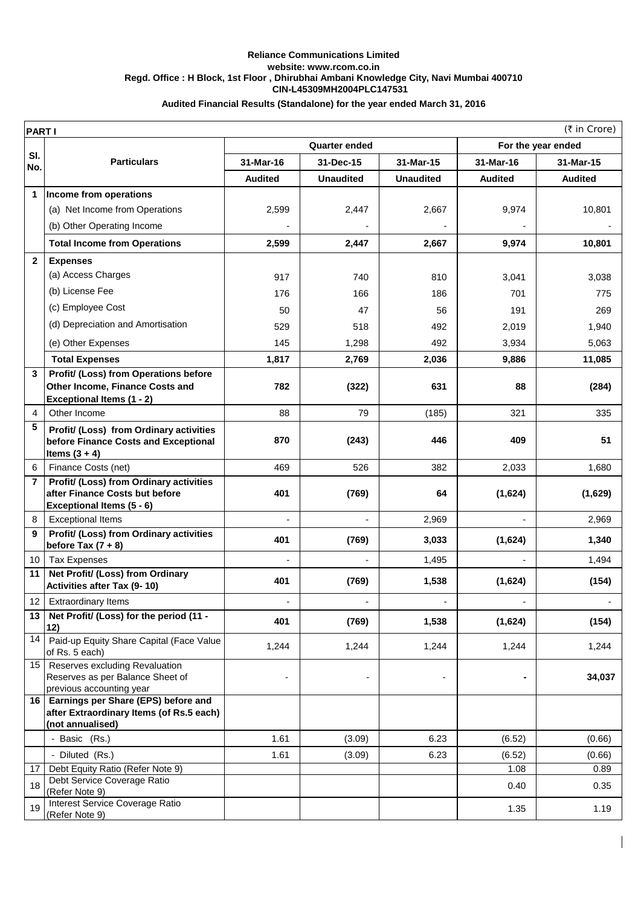**Reliance Communications Limited**
**website: www.rcom.co.in**
**Regd. Office : H Block, 1st Floor , Dhirubhai Ambani Knowledge City, Navi Mumbai 400710**
**CIN-L45309MH2004PLC147531**

**Audited Financial Results (Standalone) for the year ended March 31, 2016**

| **PART I** | | | | | | (₹ in Crore) |
|---|---|---|---|---|---|---|
| **Sl. No.** | **Particulars** | **Quarter ended** | | | **For the year ended** | |
| | | **31-Mar-16** | **31-Dec-15** | **31-Mar-15** | **31-Mar-16** | **31-Mar-15** |
| | | **Audited** | **Unaudited** | **Unaudited** | **Audited** | **Audited** |
| **1** | **Income from operations** | | | | | |
| | (a) Net Income from Operations | 2,599 | 2,447 | 2,667 | 9,974 | 10,801 |
| | (b) Other Operating Income | - | - | - | - | - |
| | **Total Income from Operations** | **2,599** | **2,447** | **2,667** | **9,974** | **10,801** |
| **2** | **Expenses** | | | | | |
| | (a) Access Charges | 917 | 740 | 810 | 3,041 | 3,038 |
| | (b) License Fee | 176 | 166 | 186 | 701 | 775 |
| | (c) Employee Cost | 50 | 47 | 56 | 191 | 269 |
| | (d) Depreciation and Amortisation | 529 | 518 | 492 | 2,019 | 1,940 |
| | (e) Other Expenses | 145 | 1,298 | 492 | 3,934 | 5,063 |
| | **Total Expenses** | **1,817** | **2,769** | **2,036** | **9,886** | **11,085** |
| **3** | **Profit/ (Loss) from Operations before Other Income, Finance Costs and Exceptional Items (1 - 2)** | **782** | **(322)** | **631** | **88** | **(284)** |
| 4 | Other Income | 88 | 79 | (185) | 321 | 335 |
| **5** | **Profit/ (Loss) from Ordinary activities before Finance Costs and Exceptional Items (3 + 4)** | **870** | **(243)** | **446** | **409** | **51** |
| 6 | Finance Costs (net) | 469 | 526 | 382 | 2,033 | 1,680 |
| **7** | **Profit/ (Loss) from Ordinary activities after Finance Costs but before Exceptional Items (5 - 6)** | **401** | **(769)** | **64** | **(1,624)** | **(1,629)** |
| 8 | Exceptional Items | - | - | 2,969 | - | 2,969 |
| **9** | **Profit/ (Loss) from Ordinary activities before Tax (7 + 8)** | **401** | **(769)** | **3,033** | **(1,624)** | **1,340** |
| 10 | Tax Expenses | - | - | 1,495 | - | 1,494 |
| **11** | **Net Profit/ (Loss) from Ordinary Activities after Tax (9- 10)** | **401** | **(769)** | **1,538** | **(1,624)** | **(154)** |
| 12 | Extraordinary Items | - | - | - | - | - |
| **13** | **Net Profit/ (Loss) for the period (11 - 12)** | **401** | **(769)** | **1,538** | **(1,624)** | **(154)** |
| 14 | Paid-up Equity Share Capital (Face Value of Rs. 5 each) | 1,244 | 1,244 | 1,244 | 1,244 | 1,244 |
| 15 | Reserves excluding Revaluation Reserves as per Balance Sheet of previous accounting year | - | - | - | **-** | **34,037** |
| **16** | **Earnings per Share (EPS) before and after Extraordinary Items (of Rs.5 each) (not annualised)** | | | | | |
| | - Basic (Rs.) | 1.61 | (3.09) | 6.23 | (6.52) | (0.66) |
| | - Diluted (Rs.) | 1.61 | (3.09) | 6.23 | (6.52) | (0.66) |
| 17 | Debt Equity Ratio (Refer Note 9) | | | | 1.08 | 0.89 |
| 18 | Debt Service Coverage Ratio (Refer Note 9) | | | | 0.40 | 0.35 |
| 19 | Interest Service Coverage Ratio (Refer Note 9) | | | | 1.35 | 1.19 |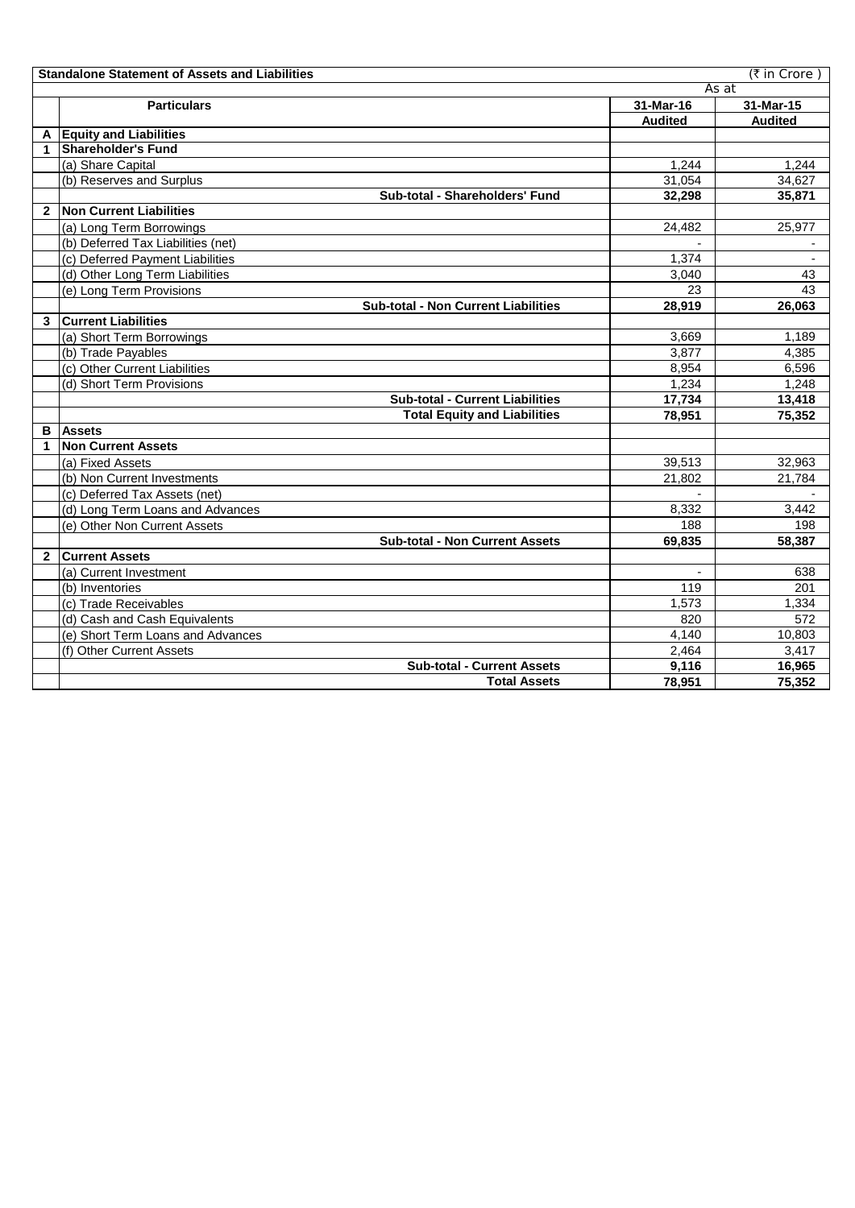| | **Standalone Statement of Assets and Liabilities** | | (₹ in Crore ) |
|---|---|---|---|
| | | As at | |
| | **Particulars** | **31-Mar-16** | **31-Mar-15** |
| | | **Audited** | **Audited** |
| **A** | **Equity and Liabilities** | | |
| **1** | **Shareholder's Fund** | | |
| | (a) Share Capital | 1,244 | 1,244 |
| | (b) Reserves and Surplus | 31,054 | 34,627 |
| | **Sub-total - Shareholders' Fund** | **32,298** | **35,871** |
| **2** | **Non Current Liabilities** | | |
| | (a) Long Term Borrowings | 24,482 | 25,977 |
| | (b) Deferred Tax Liabilities (net) | - | - |
| | (c) Deferred Payment Liabilities | 1,374 | - |
| | (d) Other Long Term Liabilities | 3,040 | 43 |
| | (e) Long Term Provisions | 23 | 43 |
| | **Sub-total - Non Current Liabilities** | **28,919** | **26,063** |
| **3** | **Current Liabilities** | | |
| | (a) Short Term Borrowings | 3,669 | 1,189 |
| | (b) Trade Payables | 3,877 | 4,385 |
| | (c) Other Current Liabilities | 8,954 | 6,596 |
| | (d) Short Term Provisions | 1,234 | 1,248 |
| | **Sub-total - Current Liabilities** | **17,734** | **13,418** |
| | **Total Equity and Liabilities** | **78,951** | **75,352** |
| **B** | **Assets** | | |
| **1** | **Non Current Assets** | | |
| | (a) Fixed Assets | 39,513 | 32,963 |
| | (b) Non Current Investments | 21,802 | 21,784 |
| | (c) Deferred Tax Assets (net) | - | - |
| | (d) Long Term Loans and Advances | 8,332 | 3,442 |
| | (e) Other Non Current Assets | 188 | 198 |
| | **Sub-total - Non Current Assets** | **69,835** | **58,387** |
| **2** | **Current Assets** | | |
| | (a) Current Investment | - | 638 |
| | (b) Inventories | 119 | 201 |
| | (c) Trade Receivables | 1,573 | 1,334 |
| | (d) Cash and Cash Equivalents | 820 | 572 |
| | (e) Short Term Loans and Advances | 4,140 | 10,803 |
| | (f) Other Current Assets | 2,464 | 3,417 |
| | **Sub-total - Current Assets** | **9,116** | **16,965** |
| | **Total Assets** | **78,951** | **75,352** |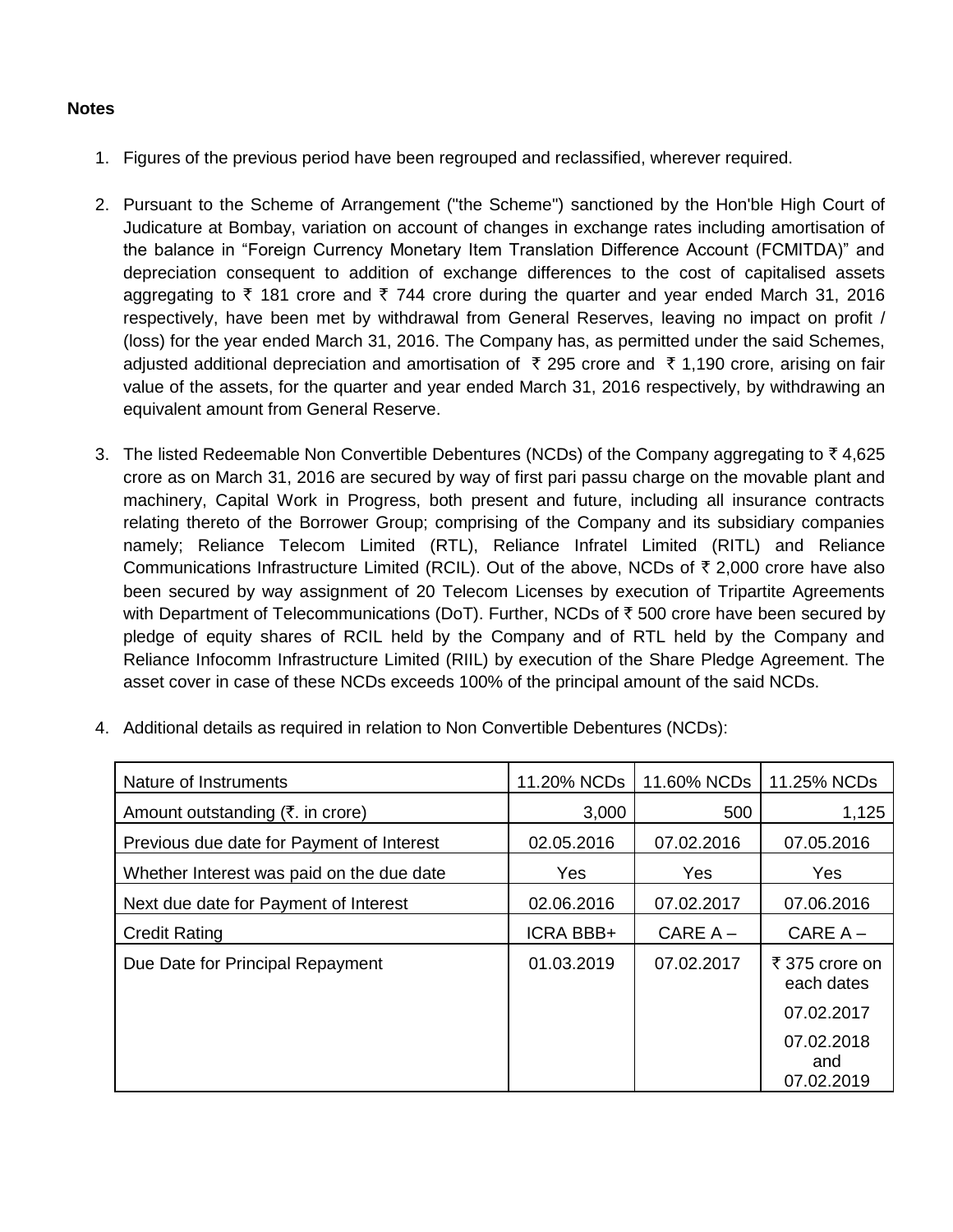**Notes**

1. Figures of the previous period have been regrouped and reclassified, wherever required.

2. Pursuant to the Scheme of Arrangement ("the Scheme") sanctioned by the Hon'ble High Court of Judicature at Bombay, variation on account of changes in exchange rates including amortisation of the balance in "Foreign Currency Monetary Item Translation Difference Account (FCMITDA)" and depreciation consequent to addition of exchange differences to the cost of capitalised assets aggregating to ₹ 181 crore and ₹ 744 crore during the quarter and year ended March 31, 2016 respectively, have been met by withdrawal from General Reserves, leaving no impact on profit / (loss) for the year ended March 31, 2016. The Company has, as permitted under the said Schemes, adjusted additional depreciation and amortisation of ₹ 295 crore and ₹ 1,190 crore, arising on fair value of the assets, for the quarter and year ended March 31, 2016 respectively, by withdrawing an equivalent amount from General Reserve.

3. The listed Redeemable Non Convertible Debentures (NCDs) of the Company aggregating to ₹ 4,625 crore as on March 31, 2016 are secured by way of first pari passu charge on the movable plant and machinery, Capital Work in Progress, both present and future, including all insurance contracts relating thereto of the Borrower Group; comprising of the Company and its subsidiary companies namely; Reliance Telecom Limited (RTL), Reliance Infratel Limited (RITL) and Reliance Communications Infrastructure Limited (RCIL). Out of the above, NCDs of ₹ 2,000 crore have also been secured by way assignment of 20 Telecom Licenses by execution of Tripartite Agreements with Department of Telecommunications (DoT). Further, NCDs of ₹ 500 crore have been secured by pledge of equity shares of RCIL held by the Company and of RTL held by the Company and Reliance Infocomm Infrastructure Limited (RIIL) by execution of the Share Pledge Agreement. The asset cover in case of these NCDs exceeds 100% of the principal amount of the said NCDs.

4. Additional details as required in relation to Non Convertible Debentures (NCDs):

| Nature of Instruments | 11.20% NCDs | 11.60% NCDs | 11.25% NCDs |
|---|---|---|---|
| Amount outstanding (₹. in crore) | 3,000 | 500 | 1,125 |
| Previous due date for Payment of Interest | 02.05.2016 | 07.02.2016 | 07.05.2016 |
| Whether Interest was paid on the due date | Yes | Yes | Yes |
| Next due date for Payment of Interest | 02.06.2016 | 07.02.2017 | 07.06.2016 |
| Credit Rating | ICRA BBB+ | CARE A – | CARE A – |
| Due Date for Principal Repayment | 01.03.2019 | 07.02.2017 | ₹ 375 crore on each dates 07.02.2017 07.02.2018 and 07.02.2019 |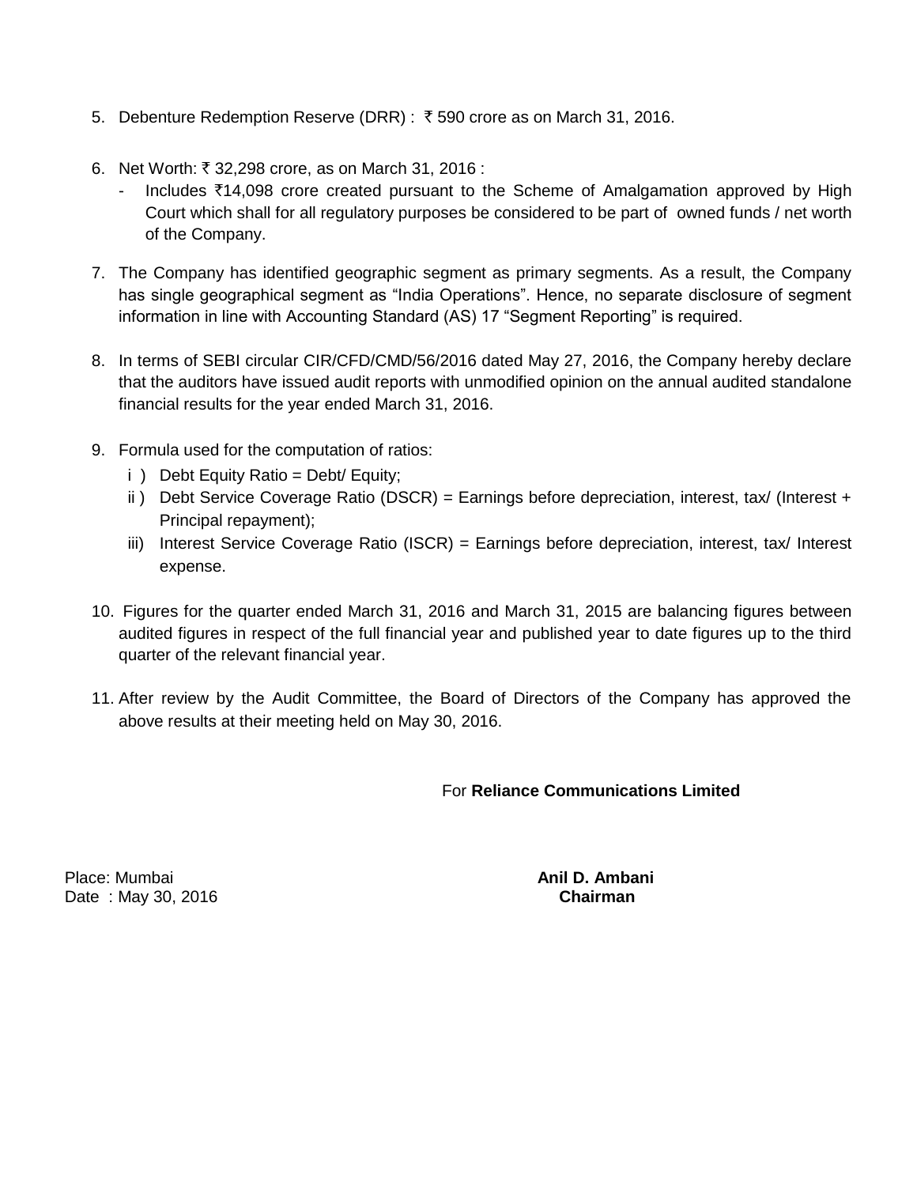5. Debenture Redemption Reserve (DRR) : ₹ 590 crore as on March 31, 2016.

6. Net Worth: ₹ 32,298 crore, as on March 31, 2016 :
   - Includes ₹14,098 crore created pursuant to the Scheme of Amalgamation approved by High Court which shall for all regulatory purposes be considered to be part of owned funds / net worth of the Company.

7. The Company has identified geographic segment as primary segments. As a result, the Company has single geographical segment as "India Operations". Hence, no separate disclosure of segment information in line with Accounting Standard (AS) 17 "Segment Reporting" is required.

8. In terms of SEBI circular CIR/CFD/CMD/56/2016 dated May 27, 2016, the Company hereby declare that the auditors have issued audit reports with unmodified opinion on the annual audited standalone financial results for the year ended March 31, 2016.

9. Formula used for the computation of ratios:
   i ) Debt Equity Ratio = Debt/ Equity;
   ii ) Debt Service Coverage Ratio (DSCR) = Earnings before depreciation, interest, tax/ (Interest + Principal repayment);
   iii) Interest Service Coverage Ratio (ISCR) = Earnings before depreciation, interest, tax/ Interest expense.

10. Figures for the quarter ended March 31, 2016 and March 31, 2015 are balancing figures between audited figures in respect of the full financial year and published year to date figures up to the third quarter of the relevant financial year.

11. After review by the Audit Committee, the Board of Directors of the Company has approved the above results at their meeting held on May 30, 2016.

For **Reliance Communications Limited**

Place: Mumbai
Date : May 30, 2016

**Anil D. Ambani**
**Chairman**